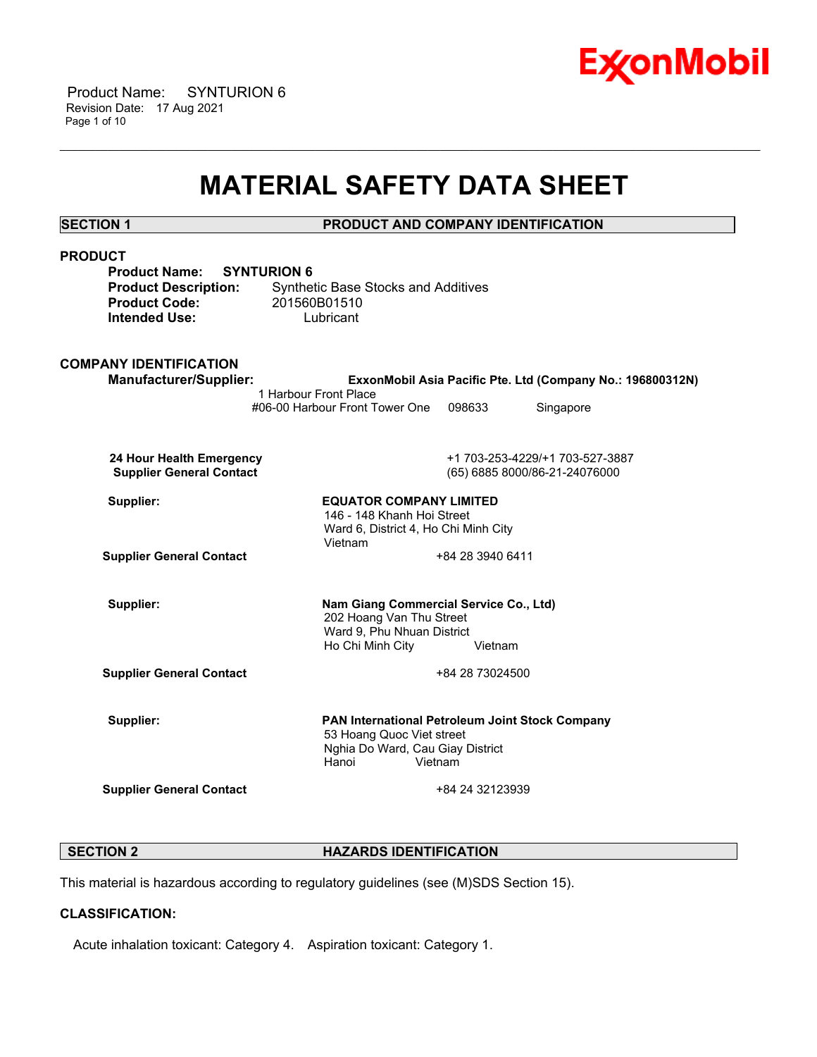# MATERIAL SAFETY DATA SHEET

## SECTION 1 PRODUCT AND COMPANY IDENTIFICATION

### PRODUCT

**Product Name:** **SYNTURION 6**
**Product Description:** Synthetic Base Stocks and Additives
**Product Code:** 201560B01510
**Intended Use:** Lubricant

### COMPANY IDENTIFICATION

**Manufacturer/Supplier:** **ExxonMobil Asia Pacific Pte. Ltd (Company No.: 196800312N)**
1 Harbour Front Place
#06-00 Harbour Front Tower One 098633 Singapore

**24 Hour Health Emergency** +1 703-253-4229/+1 703-527-3887
**Supplier General Contact** (65) 6885 8000/86-21-24076000

**Supplier:** **EQUATOR COMPANY LIMITED**
146 - 148 Khanh Hoi Street
Ward 6, District 4, Ho Chi Minh City
Vietnam

**Supplier General Contact** +84 28 3940 6411

**Supplier:** **Nam Giang Commercial Service Co., Ltd)**
202 Hoang Van Thu Street
Ward 9, Phu Nhuan District
Ho Chi Minh City Vietnam

**Supplier General Contact** +84 28 73024500

**Supplier:** **PAN International Petroleum Joint Stock Company**
53 Hoang Quoc Viet street
Nghia Do Ward, Cau Giay District
Hanoi Vietnam

**Supplier General Contact** +84 24 32123939

## SECTION 2 HAZARDS IDENTIFICATION

This material is hazardous according to regulatory guidelines (see (M)SDS Section 15).

### CLASSIFICATION:

Acute inhalation toxicant: Category 4. Aspiration toxicant: Category 1.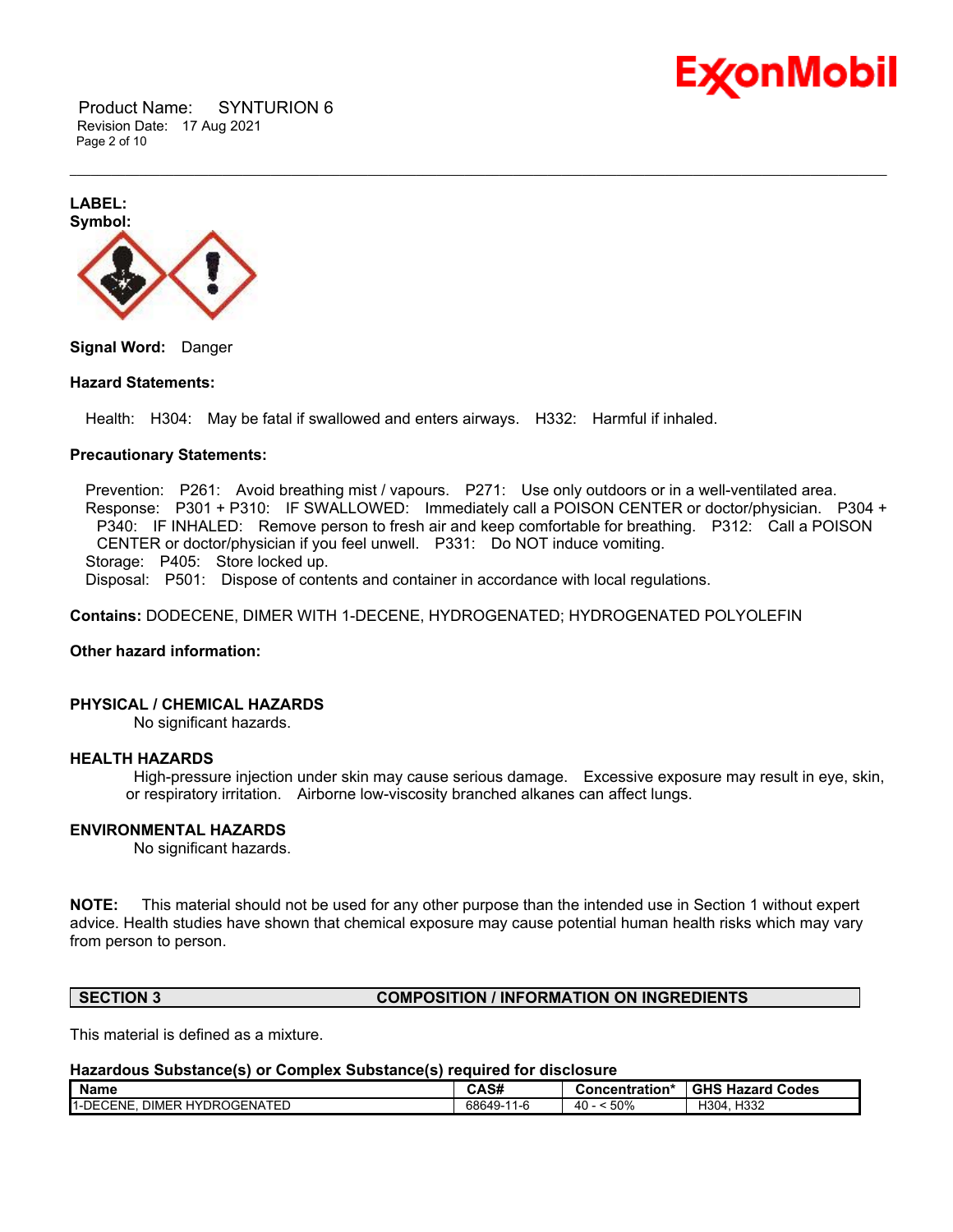**LABEL:**
**Symbol:**

**Signal Word:** Danger

**Hazard Statements:**

Health: H304: May be fatal if swallowed and enters airways. H332: Harmful if inhaled.

**Precautionary Statements:**

Prevention: P261: Avoid breathing mist / vapours. P271: Use only outdoors or in a well-ventilated area.
Response: P301 + P310: IF SWALLOWED: Immediately call a POISON CENTER or doctor/physician. P304 + P340: IF INHALED: Remove person to fresh air and keep comfortable for breathing. P312: Call a POISON CENTER or doctor/physician if you feel unwell. P331: Do NOT induce vomiting.
Storage: P405: Store locked up.
Disposal: P501: Dispose of contents and container in accordance with local regulations.

**Contains:** DODECENE, DIMER WITH 1-DECENE, HYDROGENATED; HYDROGENATED POLYOLEFIN

**Other hazard information:**

**PHYSICAL / CHEMICAL HAZARDS**

No significant hazards.

**HEALTH HAZARDS**

High-pressure injection under skin may cause serious damage. Excessive exposure may result in eye, skin, or respiratory irritation. Airborne low-viscosity branched alkanes can affect lungs.

**ENVIRONMENTAL HAZARDS**

No significant hazards.

**NOTE:** This material should not be used for any other purpose than the intended use in Section 1 without expert advice. Health studies have shown that chemical exposure may cause potential human health risks which may vary from person to person.

## SECTION 3 COMPOSITION / INFORMATION ON INGREDIENTS

This material is defined as a mixture.

**Hazardous Substance(s) or Complex Substance(s) required for disclosure**

| Name | CAS# | Concentration* | GHS Hazard Codes |
|---|---|---|---|
| 1-DECENE, DIMER HYDROGENATED | 68649-11-6 | 40 - < 50% | H304, H332 |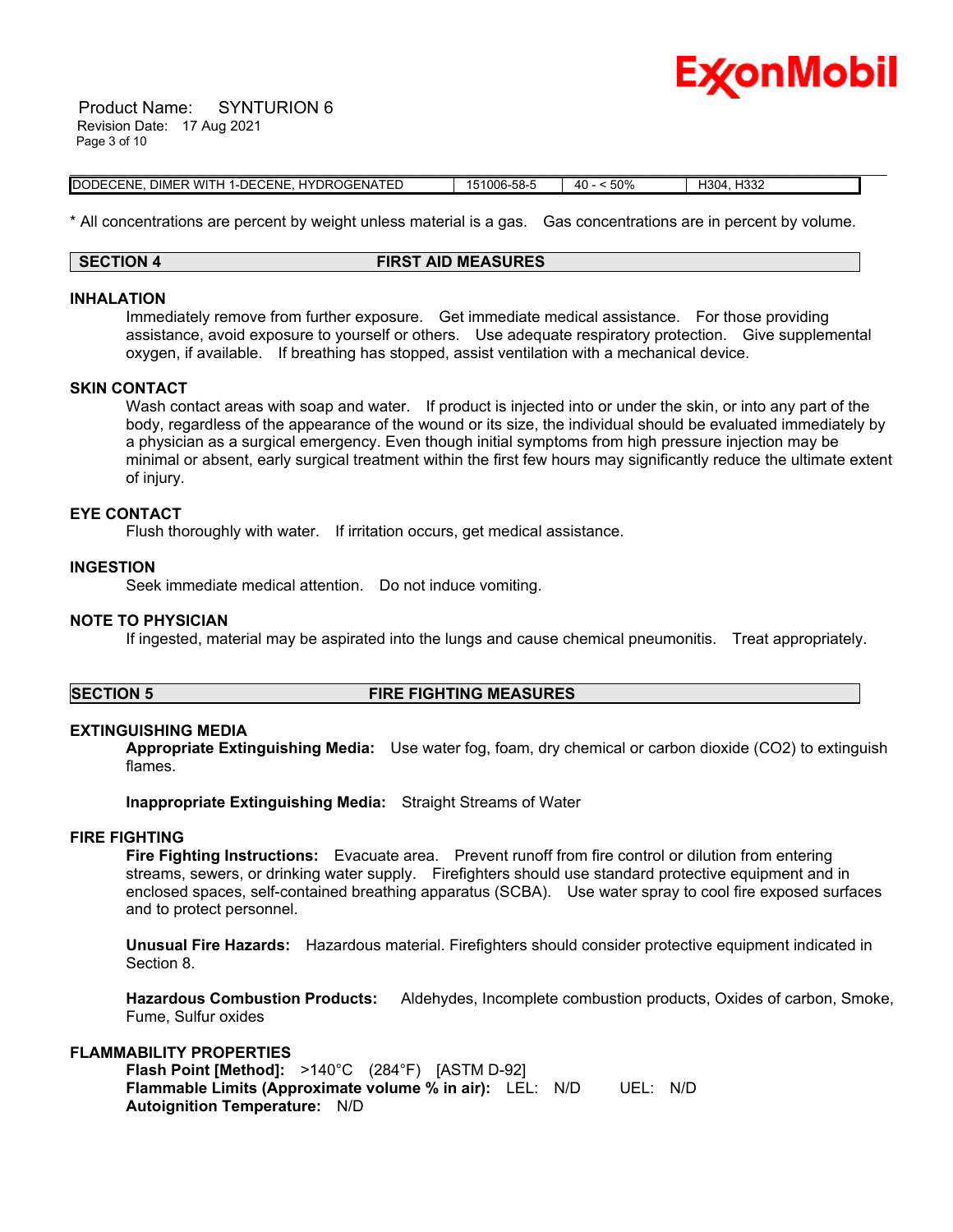| DODECENE, DIMER WITH 1-DECENE, HYDROGENATED | 151006-58-5 | 40 - < 50% | H304, H332 |
|---|---|---|---|

\* All concentrations are percent by weight unless material is a gas. Gas concentrations are in percent by volume.

## SECTION 4 FIRST AID MEASURES

### INHALATION

Immediately remove from further exposure. Get immediate medical assistance. For those providing assistance, avoid exposure to yourself or others. Use adequate respiratory protection. Give supplemental oxygen, if available. If breathing has stopped, assist ventilation with a mechanical device.

### SKIN CONTACT

Wash contact areas with soap and water. If product is injected into or under the skin, or into any part of the body, regardless of the appearance of the wound or its size, the individual should be evaluated immediately by a physician as a surgical emergency. Even though initial symptoms from high pressure injection may be minimal or absent, early surgical treatment within the first few hours may significantly reduce the ultimate extent of injury.

### EYE CONTACT

Flush thoroughly with water. If irritation occurs, get medical assistance.

### INGESTION

Seek immediate medical attention. Do not induce vomiting.

### NOTE TO PHYSICIAN

If ingested, material may be aspirated into the lungs and cause chemical pneumonitis. Treat appropriately.

## SECTION 5 FIRE FIGHTING MEASURES

### EXTINGUISHING MEDIA

**Appropriate Extinguishing Media:** Use water fog, foam, dry chemical or carbon dioxide ($CO_2$) to extinguish flames.

**Inappropriate Extinguishing Media:** Straight Streams of Water

### FIRE FIGHTING

**Fire Fighting Instructions:** Evacuate area. Prevent runoff from fire control or dilution from entering streams, sewers, or drinking water supply. Firefighters should use standard protective equipment and in enclosed spaces, self-contained breathing apparatus (SCBA). Use water spray to cool fire exposed surfaces and to protect personnel.

**Unusual Fire Hazards:** Hazardous material. Firefighters should consider protective equipment indicated in Section 8.

**Hazardous Combustion Products:** Aldehydes, Incomplete combustion products, Oxides of carbon, Smoke, Fume, Sulfur oxides

### FLAMMABILITY PROPERTIES

**Flash Point [Method]:** >140°C (284°F) [ASTM D-92]
**Flammable Limits (Approximate volume % in air):** LEL: N/D UEL: N/D
**Autoignition Temperature:** N/D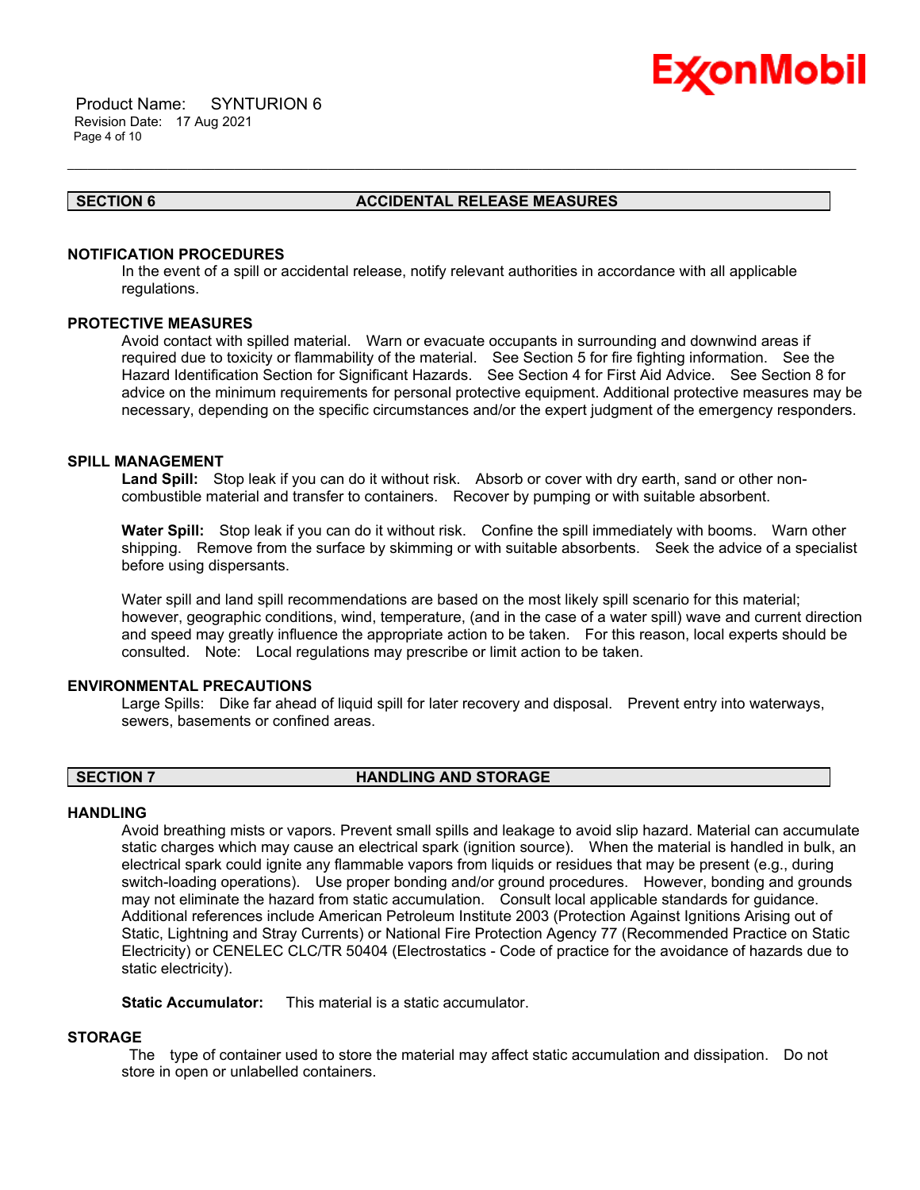## SECTION 6 ACCIDENTAL RELEASE MEASURES

### NOTIFICATION PROCEDURES

In the event of a spill or accidental release, notify relevant authorities in accordance with all applicable regulations.

### PROTECTIVE MEASURES

Avoid contact with spilled material. Warn or evacuate occupants in surrounding and downwind areas if required due to toxicity or flammability of the material. See Section 5 for fire fighting information. See the Hazard Identification Section for Significant Hazards. See Section 4 for First Aid Advice. See Section 8 for advice on the minimum requirements for personal protective equipment. Additional protective measures may be necessary, depending on the specific circumstances and/or the expert judgment of the emergency responders.

### SPILL MANAGEMENT

**Land Spill:** Stop leak if you can do it without risk. Absorb or cover with dry earth, sand or other non-combustible material and transfer to containers. Recover by pumping or with suitable absorbent.

**Water Spill:** Stop leak if you can do it without risk. Confine the spill immediately with booms. Warn other shipping. Remove from the surface by skimming or with suitable absorbents. Seek the advice of a specialist before using dispersants.

Water spill and land spill recommendations are based on the most likely spill scenario for this material; however, geographic conditions, wind, temperature, (and in the case of a water spill) wave and current direction and speed may greatly influence the appropriate action to be taken. For this reason, local experts should be consulted. Note: Local regulations may prescribe or limit action to be taken.

### ENVIRONMENTAL PRECAUTIONS

Large Spills: Dike far ahead of liquid spill for later recovery and disposal. Prevent entry into waterways, sewers, basements or confined areas.

## SECTION 7 HANDLING AND STORAGE

### HANDLING

Avoid breathing mists or vapors. Prevent small spills and leakage to avoid slip hazard. Material can accumulate static charges which may cause an electrical spark (ignition source). When the material is handled in bulk, an electrical spark could ignite any flammable vapors from liquids or residues that may be present (e.g., during switch-loading operations). Use proper bonding and/or ground procedures. However, bonding and grounds may not eliminate the hazard from static accumulation. Consult local applicable standards for guidance. Additional references include American Petroleum Institute 2003 (Protection Against Ignitions Arising out of Static, Lightning and Stray Currents) or National Fire Protection Agency 77 (Recommended Practice on Static Electricity) or CENELEC CLC/TR 50404 (Electrostatics - Code of practice for the avoidance of hazards due to static electricity).

**Static Accumulator:** This material is a static accumulator.

### STORAGE

The type of container used to store the material may affect static accumulation and dissipation. Do not store in open or unlabelled containers.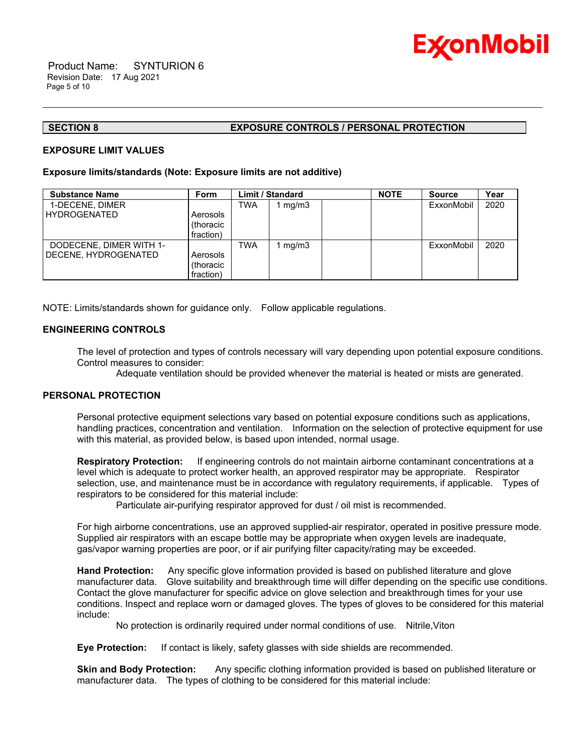## SECTION 8 EXPOSURE CONTROLS / PERSONAL PROTECTION

### EXPOSURE LIMIT VALUES

**Exposure limits/standards (Note: Exposure limits are not additive)**

| Substance Name | Form | Limit / Standard | | | NOTE | Source | Year |
|---|---|---|---|---|---|---|---|
| 1-DECENE, DIMER HYDROGENATED | Aerosols (thoracic fraction) | TWA | 1 mg/m3 | | | ExxonMobil | 2020 |
| DODECENE, DIMER WITH 1-DECENE, HYDROGENATED | Aerosols (thoracic fraction) | TWA | 1 mg/m3 | | | ExxonMobil | 2020 |

NOTE: Limits/standards shown for guidance only. Follow applicable regulations.

### ENGINEERING CONTROLS

The level of protection and types of controls necessary will vary depending upon potential exposure conditions. Control measures to consider:

Adequate ventilation should be provided whenever the material is heated or mists are generated.

### PERSONAL PROTECTION

Personal protective equipment selections vary based on potential exposure conditions such as applications, handling practices, concentration and ventilation. Information on the selection of protective equipment for use with this material, as provided below, is based upon intended, normal usage.

**Respiratory Protection:** If engineering controls do not maintain airborne contaminant concentrations at a level which is adequate to protect worker health, an approved respirator may be appropriate. Respirator selection, use, and maintenance must be in accordance with regulatory requirements, if applicable. Types of respirators to be considered for this material include:

Particulate air-purifying respirator approved for dust / oil mist is recommended.

For high airborne concentrations, use an approved supplied-air respirator, operated in positive pressure mode. Supplied air respirators with an escape bottle may be appropriate when oxygen levels are inadequate, gas/vapor warning properties are poor, or if air purifying filter capacity/rating may be exceeded.

**Hand Protection:** Any specific glove information provided is based on published literature and glove manufacturer data. Glove suitability and breakthrough time will differ depending on the specific use conditions. Contact the glove manufacturer for specific advice on glove selection and breakthrough times for your use conditions. Inspect and replace worn or damaged gloves. The types of gloves to be considered for this material include:

No protection is ordinarily required under normal conditions of use. Nitrile,Viton

**Eye Protection:** If contact is likely, safety glasses with side shields are recommended.

**Skin and Body Protection:** Any specific clothing information provided is based on published literature or manufacturer data. The types of clothing to be considered for this material include: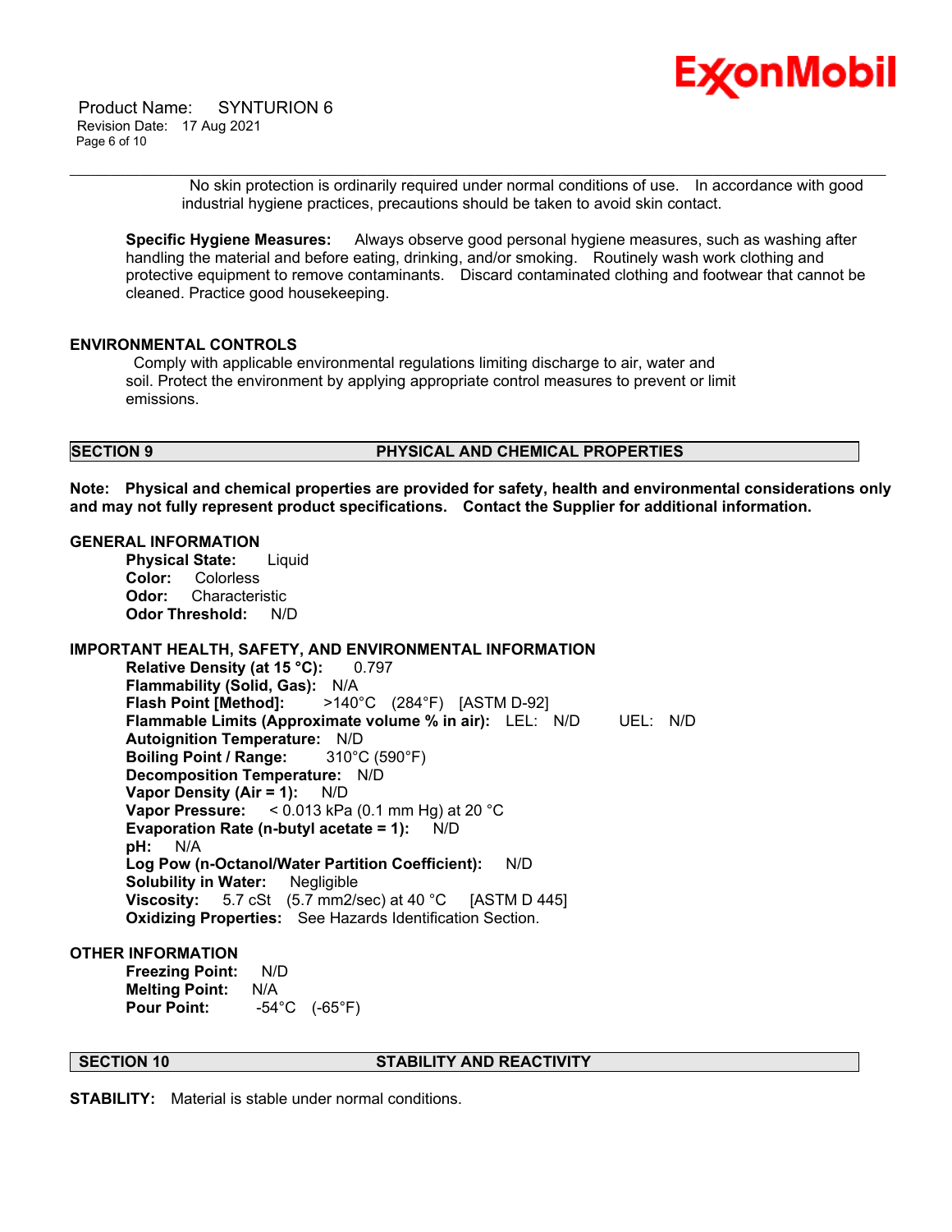No skin protection is ordinarily required under normal conditions of use. In accordance with good industrial hygiene practices, precautions should be taken to avoid skin contact.

**Specific Hygiene Measures:** Always observe good personal hygiene measures, such as washing after handling the material and before eating, drinking, and/or smoking. Routinely wash work clothing and protective equipment to remove contaminants. Discard contaminated clothing and footwear that cannot be cleaned. Practice good housekeeping.

## ENVIRONMENTAL CONTROLS

Comply with applicable environmental regulations limiting discharge to air, water and soil. Protect the environment by applying appropriate control measures to prevent or limit emissions.

## SECTION 9 PHYSICAL AND CHEMICAL PROPERTIES

**Note: Physical and chemical properties are provided for safety, health and environmental considerations only and may not fully represent product specifications. Contact the Supplier for additional information.**

### GENERAL INFORMATION

**Physical State:** Liquid
**Color:** Colorless
**Odor:** Characteristic
**Odor Threshold:** N/D

### IMPORTANT HEALTH, SAFETY, AND ENVIRONMENTAL INFORMATION

**Relative Density (at 15 °C):** 0.797
**Flammability (Solid, Gas):** N/A
**Flash Point [Method]:** >140°C (284°F) [ASTM D-92]
**Flammable Limits (Approximate volume % in air):** LEL: N/D UEL: N/D
**Autoignition Temperature:** N/D
**Boiling Point / Range:** 310°C (590°F)
**Decomposition Temperature:** N/D
**Vapor Density (Air = 1):** N/D
**Vapor Pressure:** < 0.013 kPa (0.1 mm Hg) at 20 °C
**Evaporation Rate (n-butyl acetate = 1):** N/D
**pH:** N/A
**Log Pow (n-Octanol/Water Partition Coefficient):** N/D
**Solubility in Water:** Negligible
**Viscosity:** 5.7 cSt (5.7 mm2/sec) at 40 °C [ASTM D 445]
**Oxidizing Properties:** See Hazards Identification Section.

### OTHER INFORMATION

**Freezing Point:** N/D
**Melting Point:** N/A
**Pour Point:** -54°C (-65°F)

## SECTION 10 STABILITY AND REACTIVITY

**STABILITY:** Material is stable under normal conditions.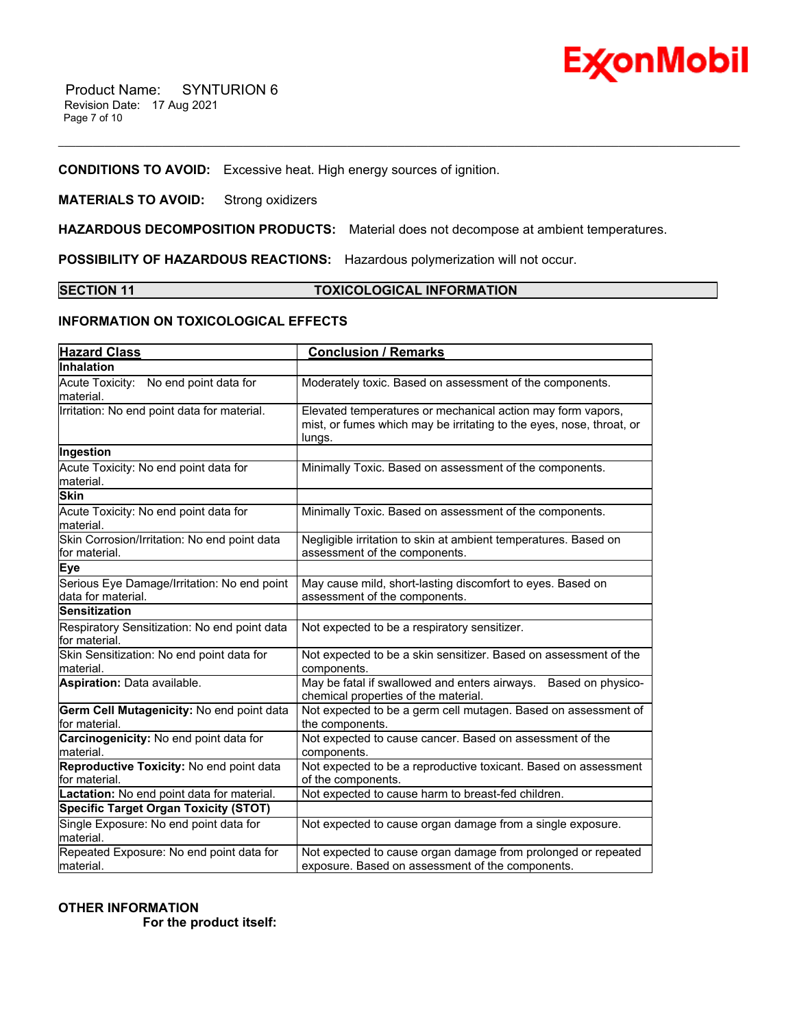**CONDITIONS TO AVOID:** Excessive heat. High energy sources of ignition.

**MATERIALS TO AVOID:** Strong oxidizers

**HAZARDOUS DECOMPOSITION PRODUCTS:** Material does not decompose at ambient temperatures.

**POSSIBILITY OF HAZARDOUS REACTIONS:** Hazardous polymerization will not occur.

## SECTION 11 TOXICOLOGICAL INFORMATION

### INFORMATION ON TOXICOLOGICAL EFFECTS

| Hazard Class | Conclusion / Remarks |
|---|---|
| **Inhalation** | |
| Acute Toxicity: No end point data for material. | Moderately toxic. Based on assessment of the components. |
| Irritation: No end point data for material. | Elevated temperatures or mechanical action may form vapors, mist, or fumes which may be irritating to the eyes, nose, throat, or lungs. |
| **Ingestion** | |
| Acute Toxicity: No end point data for material. | Minimally Toxic. Based on assessment of the components. |
| **Skin** | |
| Acute Toxicity: No end point data for material. | Minimally Toxic. Based on assessment of the components. |
| Skin Corrosion/Irritation: No end point data for material. | Negligible irritation to skin at ambient temperatures. Based on assessment of the components. |
| **Eye** | |
| Serious Eye Damage/Irritation: No end point data for material. | May cause mild, short-lasting discomfort to eyes. Based on assessment of the components. |
| **Sensitization** | |
| Respiratory Sensitization: No end point data for material. | Not expected to be a respiratory sensitizer. |
| Skin Sensitization: No end point data for material. | Not expected to be a skin sensitizer. Based on assessment of the components. |
| **Aspiration:** Data available. | May be fatal if swallowed and enters airways. Based on physico-chemical properties of the material. |
| **Germ Cell Mutagenicity:** No end point data for material. | Not expected to be a germ cell mutagen. Based on assessment of the components. |
| **Carcinogenicity:** No end point data for material. | Not expected to cause cancer. Based on assessment of the components. |
| **Reproductive Toxicity:** No end point data for material. | Not expected to be a reproductive toxicant. Based on assessment of the components. |
| **Lactation:** No end point data for material. | Not expected to cause harm to breast-fed children. |
| **Specific Target Organ Toxicity (STOT)** | |
| Single Exposure: No end point data for material. | Not expected to cause organ damage from a single exposure. |
| Repeated Exposure: No end point data for material. | Not expected to cause organ damage from prolonged or repeated exposure. Based on assessment of the components. |

### OTHER INFORMATION

**For the product itself:**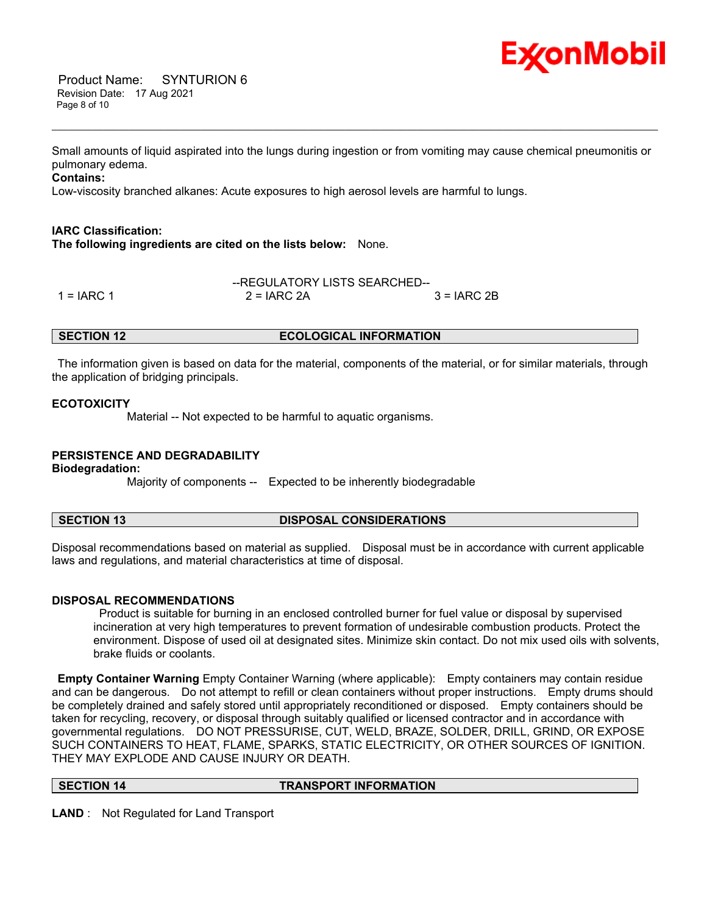Small amounts of liquid aspirated into the lungs during ingestion or from vomiting may cause chemical pneumonitis or pulmonary edema.

**Contains:**

Low-viscosity branched alkanes: Acute exposures to high aerosol levels are harmful to lungs.

**IARC Classification:**

**The following ingredients are cited on the lists below:** None.

--REGULATORY LISTS SEARCHED--

| 1 = IARC 1 | 2 = IARC 2A | 3 = IARC 2B |
|---|---|---|

## SECTION 12 ECOLOGICAL INFORMATION

The information given is based on data for the material, components of the material, or for similar materials, through the application of bridging principles.

### ECOTOXICITY

Material -- Not expected to be harmful to aquatic organisms.

### PERSISTENCE AND DEGRADABILITY

**Biodegradation:**

Majority of components -- Expected to be inherently biodegradable

## SECTION 13 DISPOSAL CONSIDERATIONS

Disposal recommendations based on material as supplied. Disposal must be in accordance with current applicable laws and regulations, and material characteristics at time of disposal.

### DISPOSAL RECOMMENDATIONS

Product is suitable for burning in an enclosed controlled burner for fuel value or disposal by supervised incineration at very high temperatures to prevent formation of undesirable combustion products. Protect the environment. Dispose of used oil at designated sites. Minimize skin contact. Do not mix used oils with solvents, brake fluids or coolants.

**Empty Container Warning** Empty Container Warning (where applicable): Empty containers may contain residue and can be dangerous. Do not attempt to refill or clean containers without proper instructions. Empty drums should be completely drained and safely stored until appropriately reconditioned or disposed. Empty containers should be taken for recycling, recovery, or disposal through suitably qualified or licensed contractor and in accordance with governmental regulations. DO NOT PRESSURISE, CUT, WELD, BRAZE, SOLDER, DRILL, GRIND, OR EXPOSE SUCH CONTAINERS TO HEAT, FLAME, SPARKS, STATIC ELECTRICITY, OR OTHER SOURCES OF IGNITION. THEY MAY EXPLODE AND CAUSE INJURY OR DEATH.

## SECTION 14 TRANSPORT INFORMATION

**LAND** : Not Regulated for Land Transport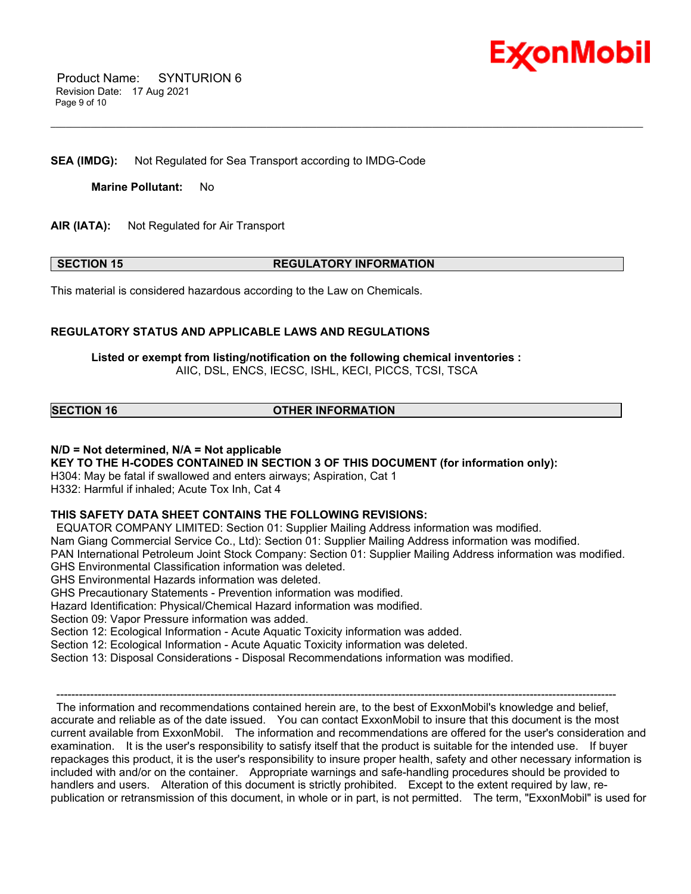**SEA (IMDG):** Not Regulated for Sea Transport according to IMDG-Code

**Marine Pollutant:** No

**AIR (IATA):** Not Regulated for Air Transport

## SECTION 15 REGULATORY INFORMATION

This material is considered hazardous according to the Law on Chemicals.

**REGULATORY STATUS AND APPLICABLE LAWS AND REGULATIONS**

**Listed or exempt from listing/notification on the following chemical inventories :**
AIIC, DSL, ENCS, IECSC, ISHL, KECI, PICCS, TCSI, TSCA

## SECTION 16 OTHER INFORMATION

**N/D = Not determined, N/A = Not applicable**
**KEY TO THE H-CODES CONTAINED IN SECTION 3 OF THIS DOCUMENT (for information only):**
H304: May be fatal if swallowed and enters airways; Aspiration, Cat 1
H332: Harmful if inhaled; Acute Tox Inh, Cat 4

**THIS SAFETY DATA SHEET CONTAINS THE FOLLOWING REVISIONS:**
EQUATOR COMPANY LIMITED: Section 01: Supplier Mailing Address information was modified.
Nam Giang Commercial Service Co., Ltd): Section 01: Supplier Mailing Address information was modified.
PAN International Petroleum Joint Stock Company: Section 01: Supplier Mailing Address information was modified.
GHS Environmental Classification information was deleted.
GHS Environmental Hazards information was deleted.
GHS Precautionary Statements - Prevention information was modified.
Hazard Identification: Physical/Chemical Hazard information was modified.
Section 09: Vapor Pressure information was added.
Section 12: Ecological Information - Acute Aquatic Toxicity information was added.
Section 12: Ecological Information - Acute Aquatic Toxicity information was deleted.
Section 13: Disposal Considerations - Disposal Recommendations information was modified.

---

The information and recommendations contained herein are, to the best of ExxonMobil's knowledge and belief, accurate and reliable as of the date issued. You can contact ExxonMobil to insure that this document is the most current available from ExxonMobil. The information and recommendations are offered for the user's consideration and examination. It is the user's responsibility to satisfy itself that the product is suitable for the intended use. If buyer repackages this product, it is the user's responsibility to insure proper health, safety and other necessary information is included with and/or on the container. Appropriate warnings and safe-handling procedures should be provided to handlers and users. Alteration of this document is strictly prohibited. Except to the extent required by law, re-publication or retransmission of this document, in whole or in part, is not permitted. The term, "ExxonMobil" is used for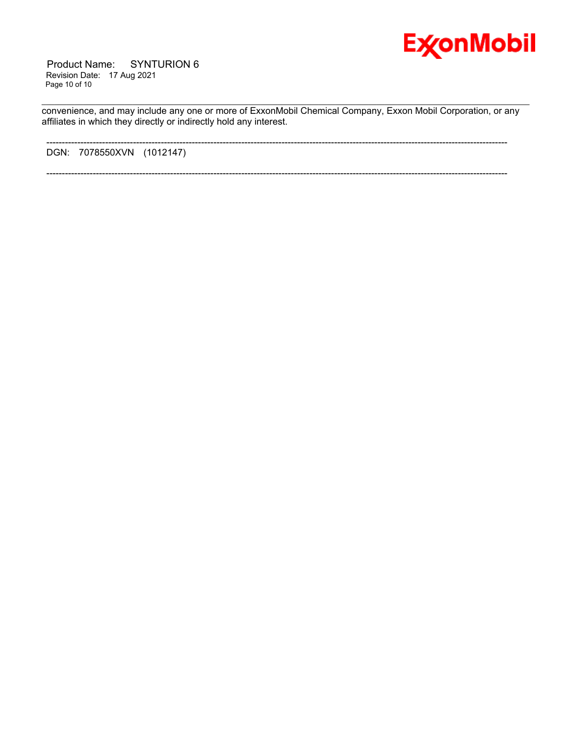convenience, and may include any one or more of ExxonMobil Chemical Company, Exxon Mobil Corporation, or any affiliates in which they directly or indirectly hold any interest.

---

DGN: 7078550XVN (1012147)

---